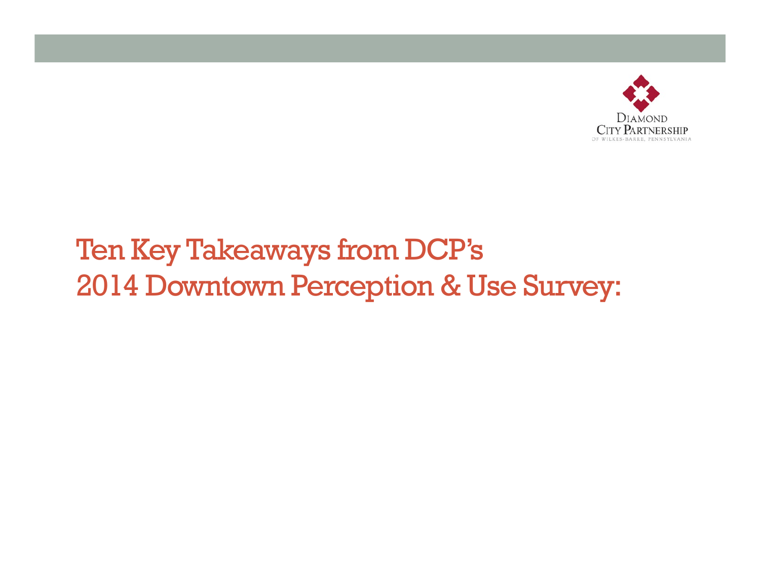Diamond City Partnership of Wilkes-Barre, Pennsylvania

# Ten Key Takeaways from DCP's 2014 Downtown Perception & Use Survey: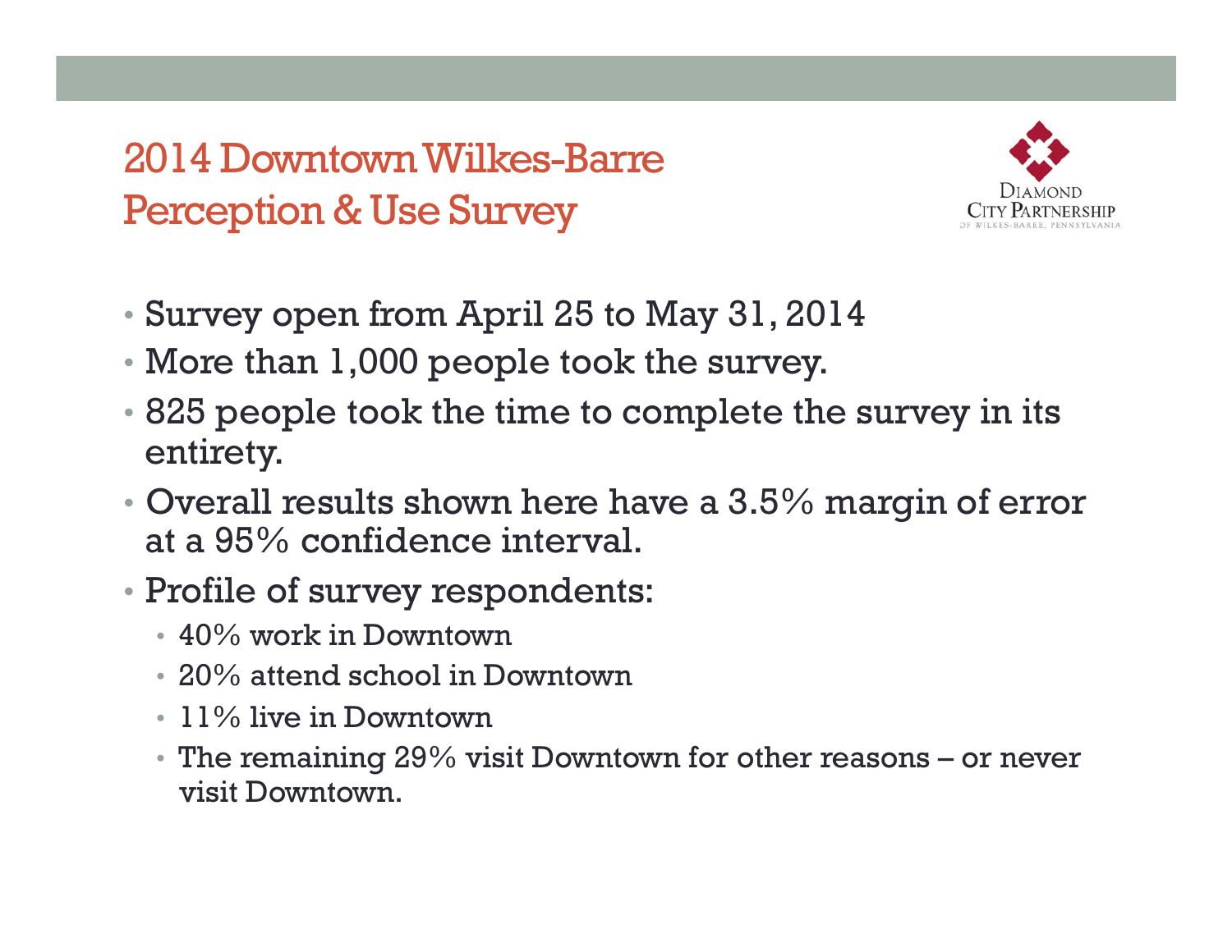# 2014 Downtown Wilkes-Barre Perception & Use Survey

Diamond City Partnership of Wilkes-Barre, Pennsylvania

- Survey open from April 25 to May 31, 2014
- More than 1,000 people took the survey.
- 825 people took the time to complete the survey in its entirety.
- Overall results shown here have a 3.5% margin of error at a 95% confidence interval.
- Profile of survey respondents:
  - 40% work in Downtown
  - 20% attend school in Downtown
  - 11% live in Downtown
  - The remaining 29% visit Downtown for other reasons – or never visit Downtown.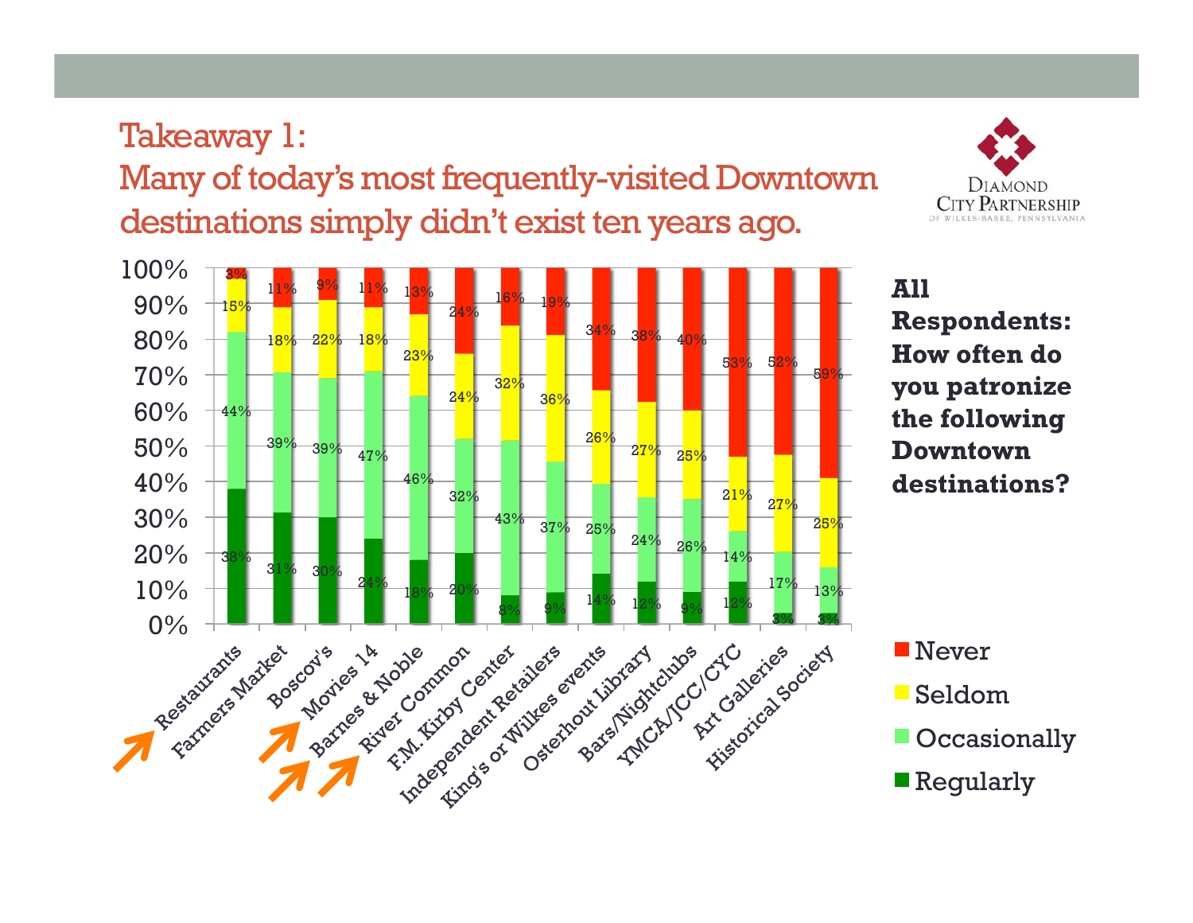# Takeaway 1:
# Many of today's most frequently-visited Downtown destinations simply didn't exist ten years ago.

**All Respondents: How often do you patronize the following Downtown destinations?**

| Destination | Regularly | Occasionally | Seldom | Never |
|---|---|---|---|---|
| Restaurants | 38% | 44% | 15% | 3% |
| Farmers Market | 31% | 39% | 18% | 11% |
| Boscov's | 30% | 39% | 22% | 9% |
| Movies 14 | 24% | 47% | 18% | 11% |
| Barnes & Noble | 18% | 46% | 23% | 13% |
| River Common | 20% | 32% | 24% | 24% |
| F.M. Kirby Center | 8% | 43% | 32% | 16% |
| Independent Retailers | 9% | 37% | 36% | 19% |
| King's or Wilkes events | 14% | 25% | 26% | 34% |
| Osterhout Library | 12% | 24% | 27% | 38% |
| Bars/Nightclubs | 9% | 26% | 25% | 40% |
| YMCA/JCC/CYC | 12% | 14% | 21% | 53% |
| Art Galleries | 3% | 17% | 27% | 52% |
| Historical Society | 3% | 13% | 25% | 59% |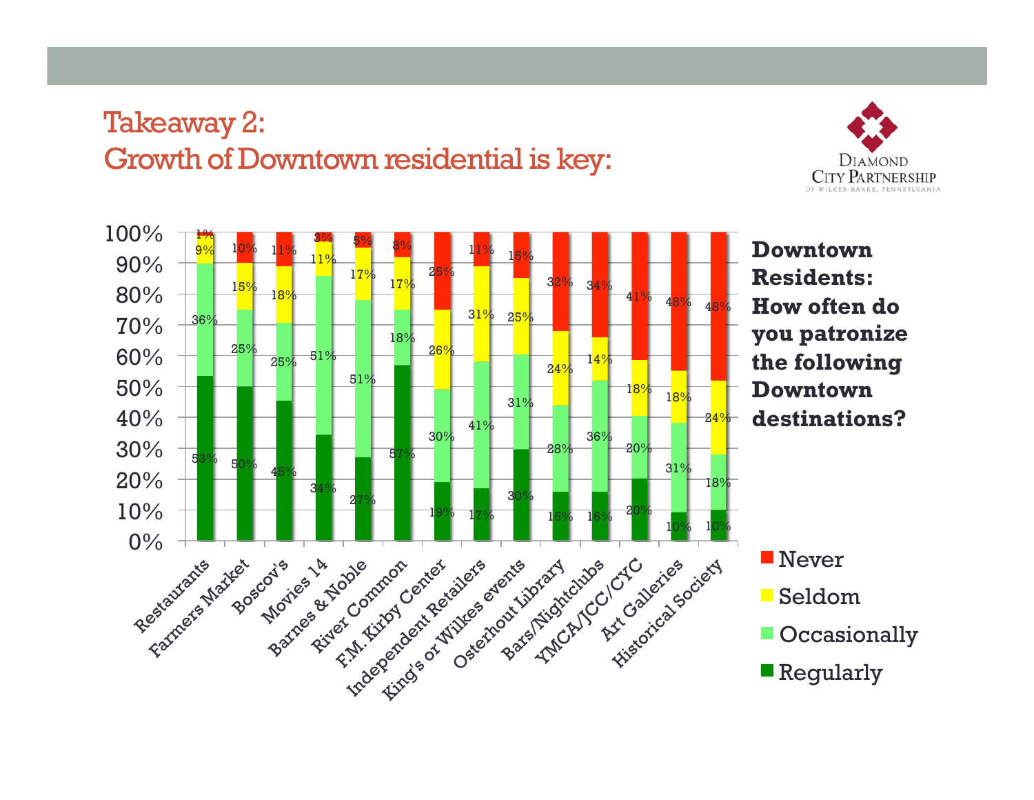# Takeaway 2:
# Growth of Downtown residential is key:

**Downtown Residents: How often do you patronize the following Downtown destinations?**

| Destination | Regularly | Occasionally | Seldom | Never |
|---|---|---|---|---|
| Restaurants | 53% | 36% | 9% | 1% |
| Farmers Market | 50% | 25% | 15% | 10% |
| Boscov's | 45% | 25% | 18% | 11% |
| Movies 14 | 34% | 51% | 11% | 3% |
| Barnes & Noble | 27% | 51% | 17% | 5% |
| River Common | 57% | 18% | 17% | 8% |
| F.M. Kirby Center | 19% | 30% | 26% | 25% |
| Independent Retailers | 17% | 41% | 31% | 11% |
| King's or Wilkes events | 30% | 31% | 25% | 15% |
| Osterhout Library | 16% | 28% | 24% | 32% |
| Bars/Nightclubs | 16% | 36% | 14% | 34% |
| YMCA/JCC/CYC | 20% | 20% | 18% | 41% |
| Art Galleries | 10% | 31% | 18% | 48% |
| Historical Society | 10% | 18% | 24% | 48% |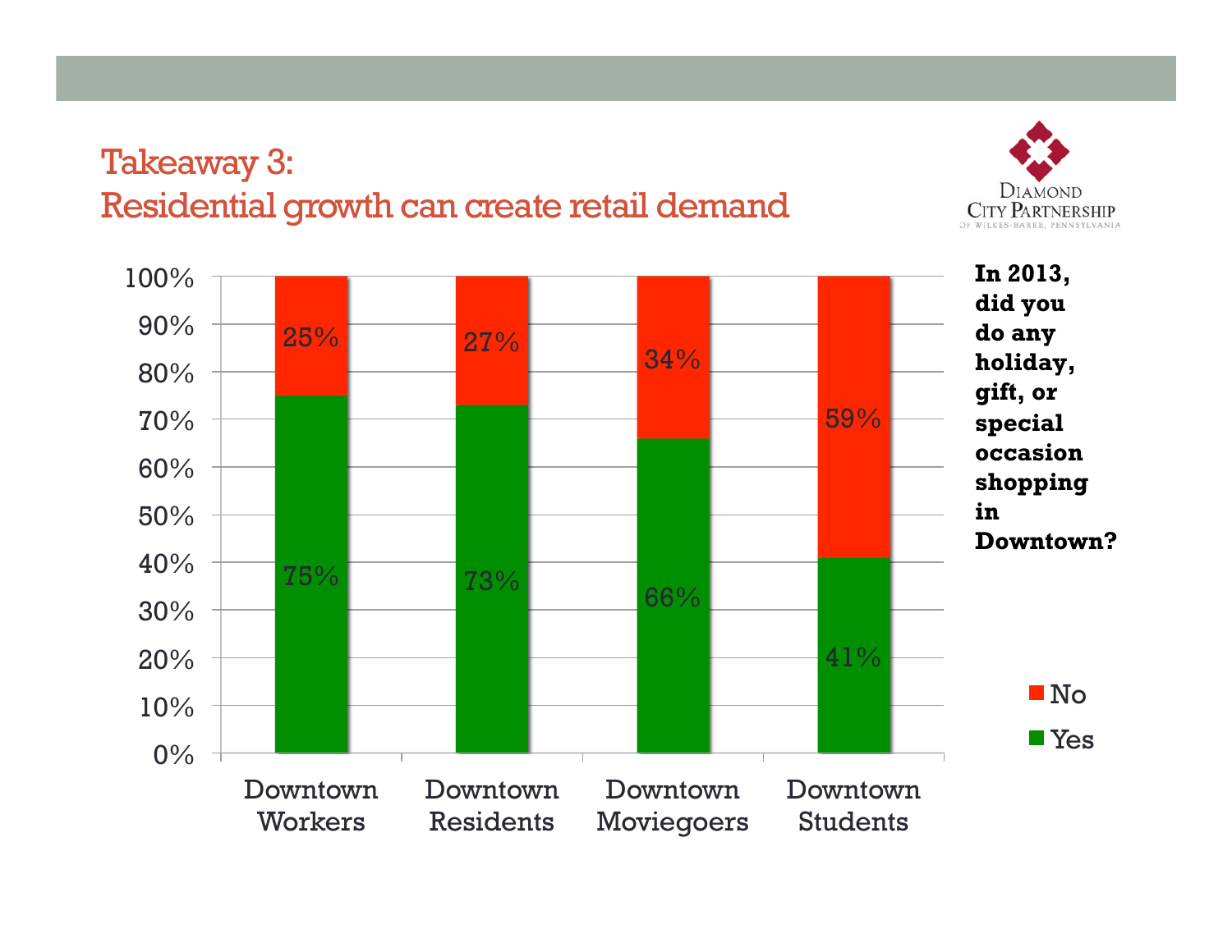# Takeaway 3:
# Residential growth can create retail demand

**In 2013, did you do any holiday, gift, or special occasion shopping in Downtown?**

| | Yes | No |
|---|---|---|
| Downtown Workers | 75% | 25% |
| Downtown Residents | 73% | 27% |
| Downtown Moviegoers | 66% | 34% |
| Downtown Students | 41% | 59% |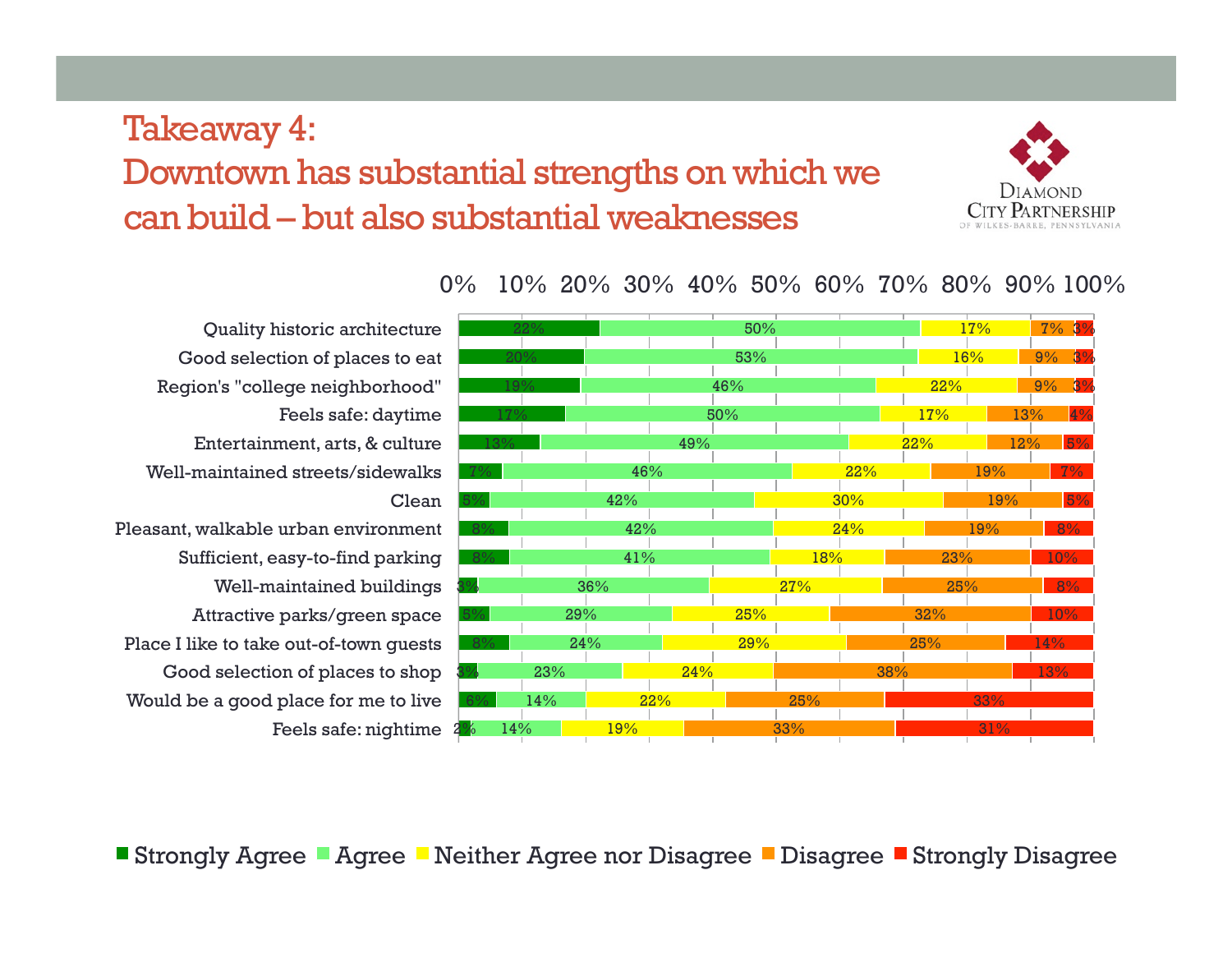# Takeaway 4:
# Downtown has substantial strengths on which we can build – but also substantial weaknesses

DIAMOND CITY PARTNERSHIP
OF WILKES-BARRE, PENNSYLVANIA

| | Strongly Agree | Agree | Neither Agree nor Disagree | Disagree | Strongly Disagree |
|---|---|---|---|---|---|
| Quality historic architecture | 22% | 50% | 17% | 7% | 3% |
| Good selection of places to eat | 20% | 53% | 16% | 9% | 3% |
| Region's "college neighborhood" | 19% | 46% | 22% | 9% | 3% |
| Feels safe: daytime | 17% | 50% | 17% | 13% | 4% |
| Entertainment, arts, & culture | 13% | 49% | 22% | 12% | 5% |
| Well-maintained streets/sidewalks | 7% | 46% | 22% | 19% | 7% |
| Clean | 5% | 42% | 30% | 19% | 5% |
| Pleasant, walkable urban environment | 8% | 42% | 24% | 19% | 8% |
| Sufficient, easy-to-find parking | 8% | 41% | 18% | 23% | 10% |
| Well-maintained buildings | 3% | 36% | 27% | 25% | 8% |
| Attractive parks/green space | 5% | 29% | 25% | 32% | 10% |
| Place I like to take out-of-town guests | 8% | 24% | 29% | 25% | 14% |
| Good selection of places to shop | 3% | 23% | 24% | 38% | 13% |
| Would be a good place for me to live | 6% | 14% | 22% | 25% | 33% |
| Feels safe: nightime | 2% | 14% | 19% | 33% | 31% |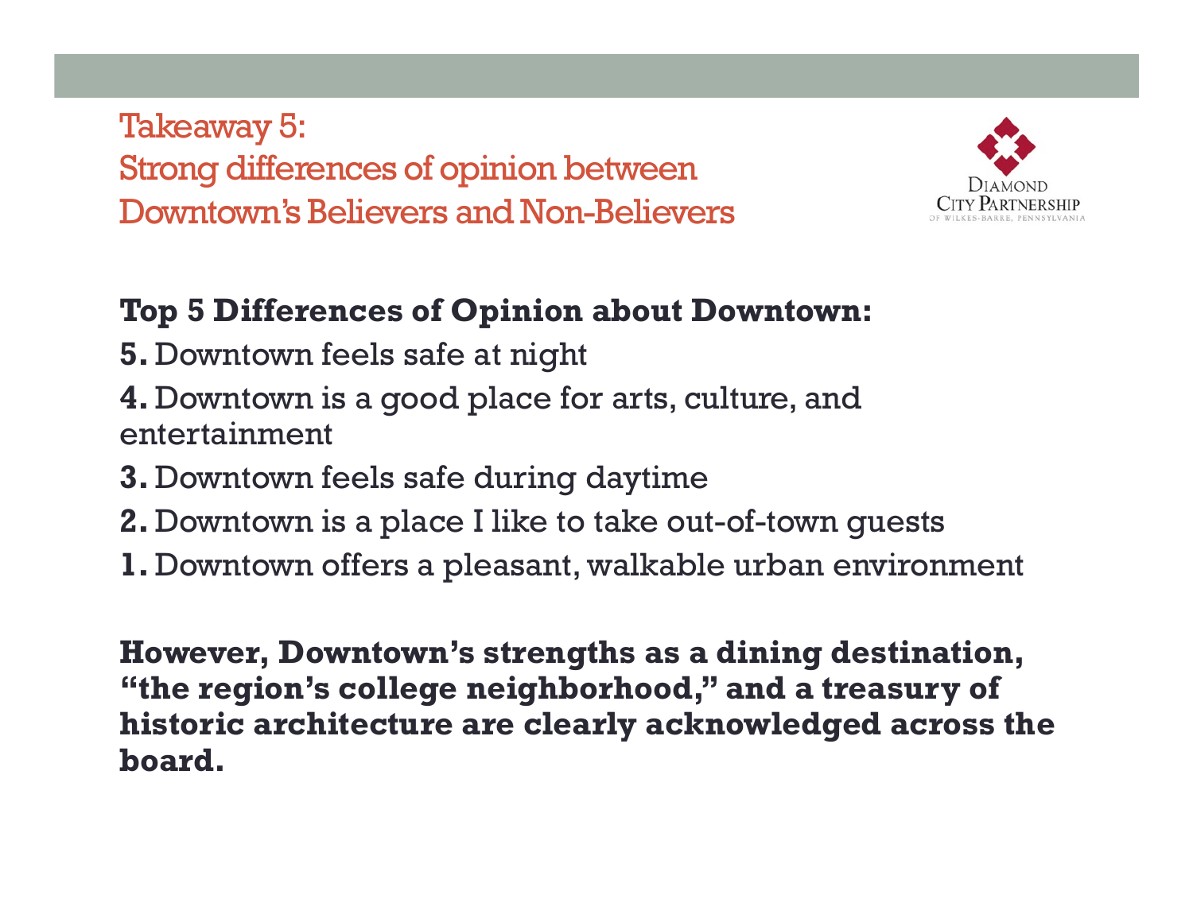# Takeaway 5:
# Strong differences of opinion between Downtown's Believers and Non-Believers

Diamond City Partnership of Wilkes-Barre, Pennsylvania

**Top 5 Differences of Opinion about Downtown:**

**5.** Downtown feels safe at night

**4.** Downtown is a good place for arts, culture, and entertainment

**3.** Downtown feels safe during daytime

**2.** Downtown is a place I like to take out-of-town guests

**1.** Downtown offers a pleasant, walkable urban environment

**However, Downtown's strengths as a dining destination, "the region's college neighborhood," and a treasury of historic architecture are clearly acknowledged across the board.**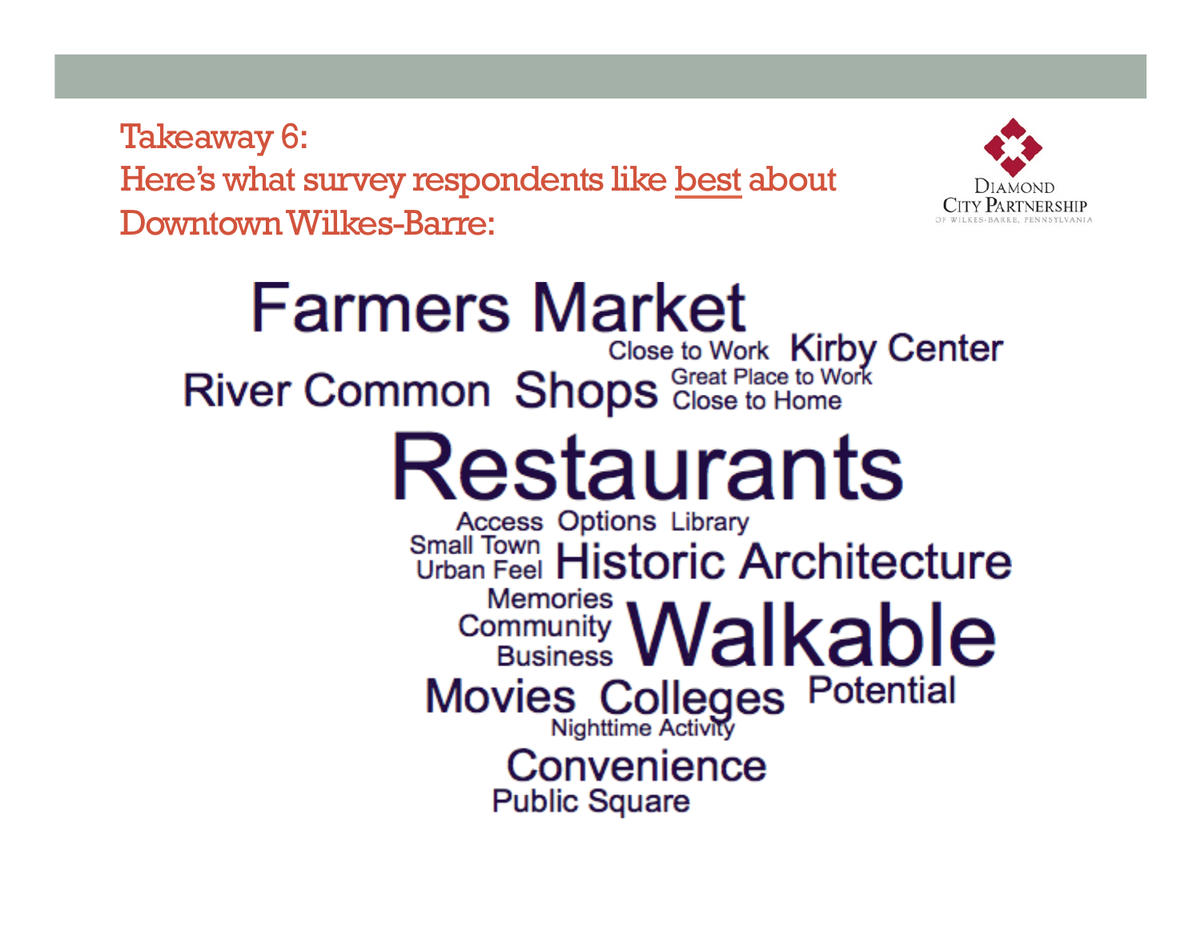## Takeaway 6:
## Here's what survey respondents like best about Downtown Wilkes-Barre:

Diamond City Partnership
of Wilkes-Barre, Pennsylvania

Farmers Market
Close to Work
Kirby Center
River Common
Shops
Great Place to Work
Close to Home
Restaurants
Access
Options
Library
Small Town
Urban Feel
Historic Architecture
Memories
Community
Business
Walkable
Movies
Colleges
Potential
Nighttime Activity
Convenience
Public Square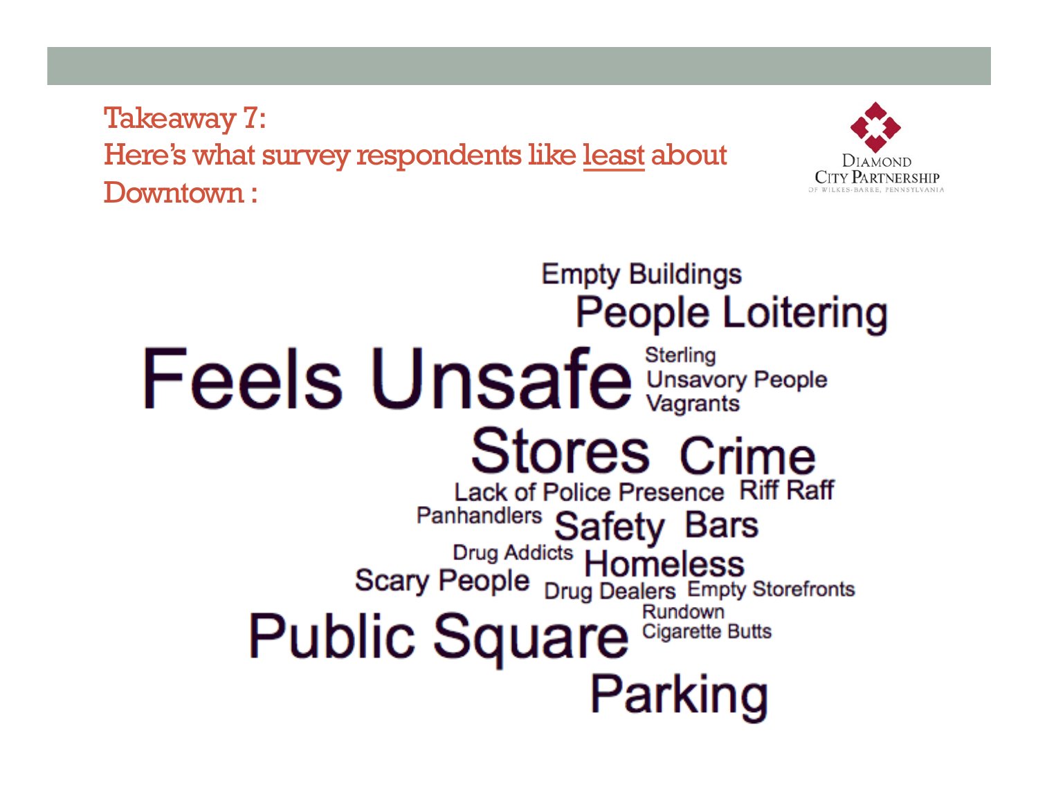## Takeaway 7:
## Here's what survey respondents like least about Downtown :

Empty Buildings

People Loitering

Feels Unsafe

Sterling

Unsavory People

Vagrants

Stores

Crime

Lack of Police Presence

Riff Raff

Panhandlers

Safety

Bars

Drug Addicts

Homeless

Scary People

Drug Dealers

Empty Storefronts

Rundown

Public Square

Cigarette Butts

Parking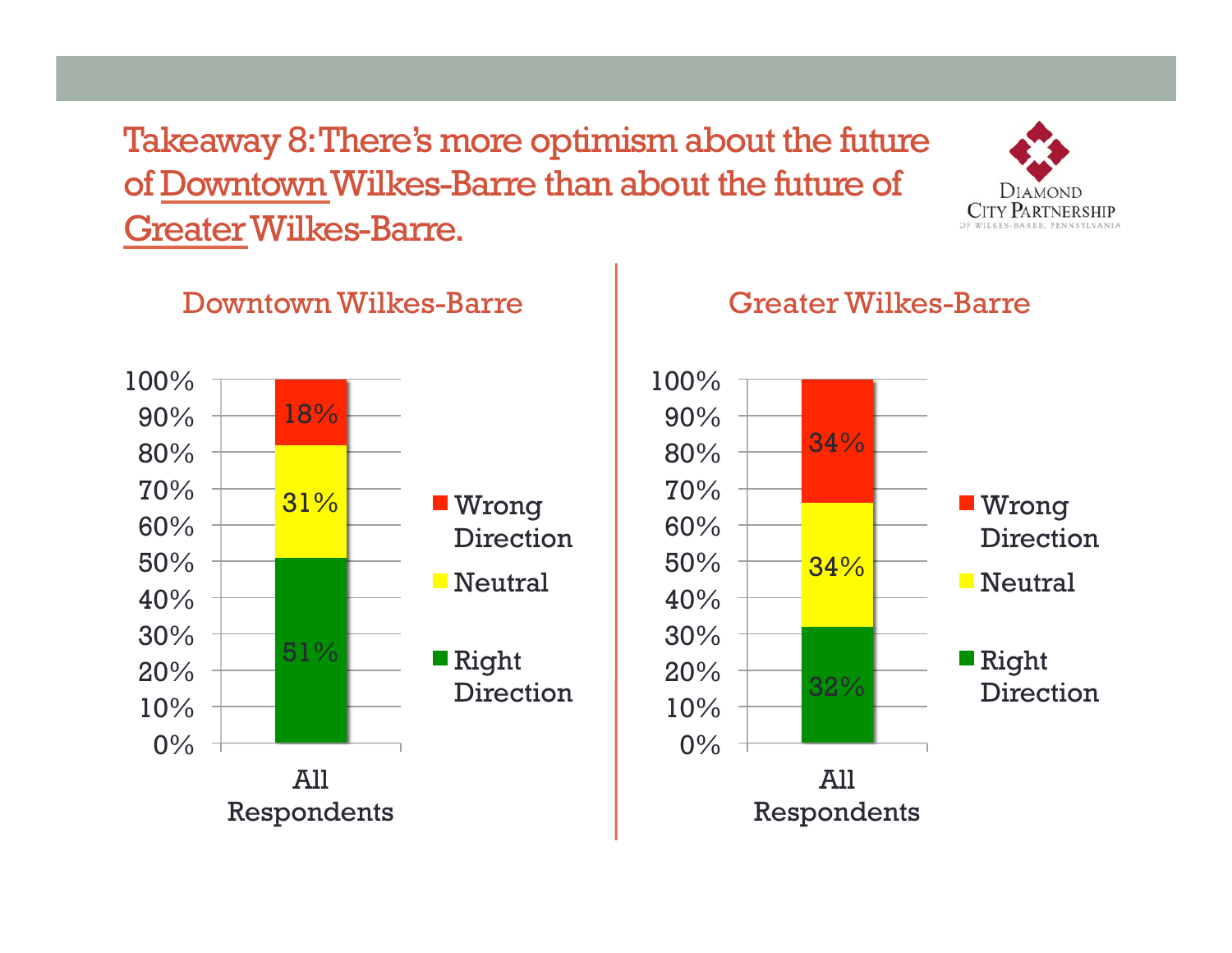# Takeaway 8: There's more optimism about the future of Downtown Wilkes-Barre than about the future of Greater Wilkes-Barre.

Diamond City Partnership of Wilkes-Barre, Pennsylvania

## Downtown Wilkes-Barre

| All Respondents | % |
| --- | --- |
| Wrong Direction | 18% |
| Neutral | 31% |
| Right Direction | 51% |

## Greater Wilkes-Barre

| All Respondents | % |
| --- | --- |
| Wrong Direction | 34% |
| Neutral | 34% |
| Right Direction | 32% |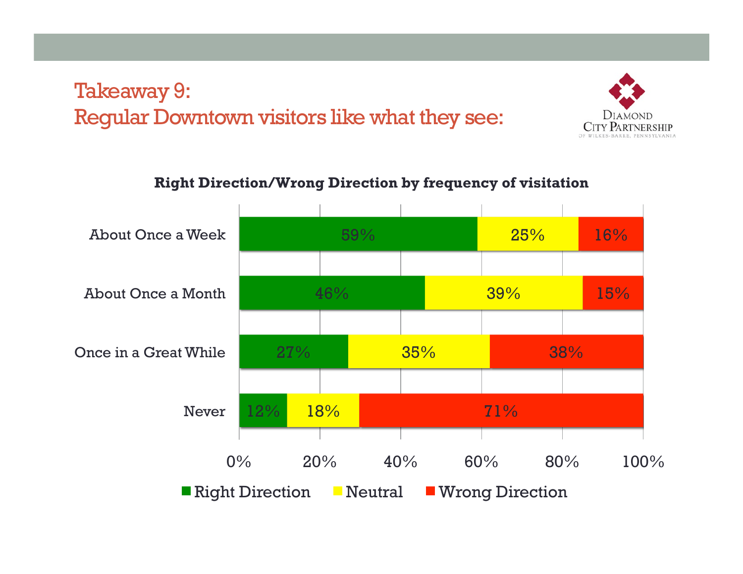# Takeaway 9:
# Regular Downtown visitors like what they see:

**Right Direction/Wrong Direction by frequency of visitation**

| | Right Direction | Neutral | Wrong Direction |
|---|---|---|---|
| About Once a Week | 59% | 25% | 16% |
| About Once a Month | 46% | 39% | 15% |
| Once in a Great While | 27% | 35% | 38% |
| Never | 12% | 18% | 71% |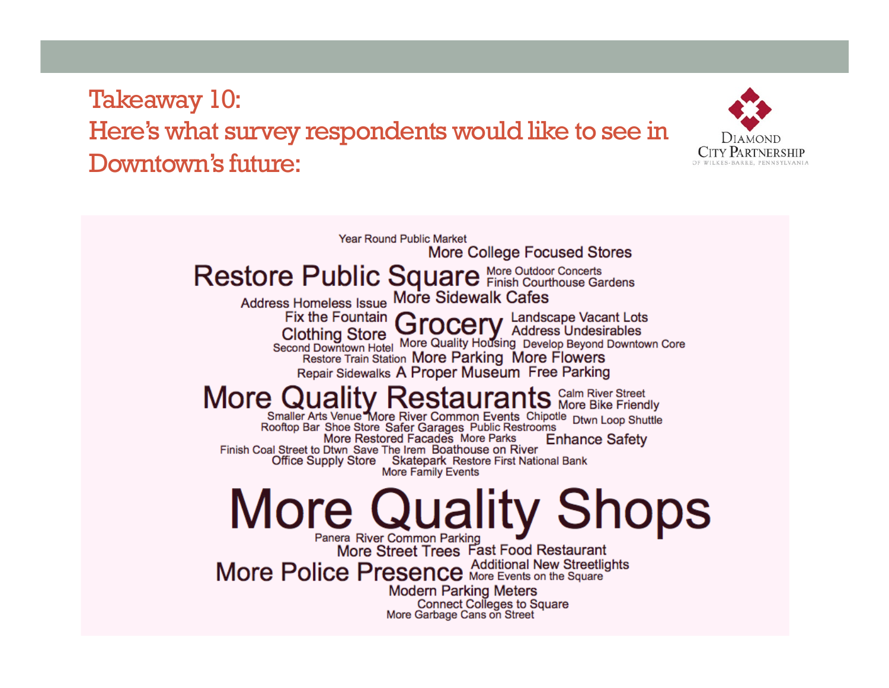# Takeaway 10:
# Here's what survey respondents would like to see in Downtown's future:

DIAMOND CITY PARTNERSHIP OF WILKES-BARRE, PENNSYLVANIA

Year Round Public Market
More College Focused Stores
Restore Public Square
More Outdoor Concerts
Finish Courthouse Gardens
Address Homeless Issue
More Sidewalk Cafes
Fix the Fountain
Grocery
Landscape Vacant Lots
Clothing Store
Address Undesirables
Second Downtown Hotel
More Quality Housing
Develop Beyond Downtown Core
Restore Train Station
More Parking
More Flowers
Repair Sidewalks
A Proper Museum
Free Parking
More Quality Restaurants
Calm River Street
More Bike Friendly
Smaller Arts Venue
More River Common Events
Chipotle
Dtwn Loop Shuttle
Rooftop Bar
Shoe Store
Safer Garages
Public Restrooms
More Restored Facades
More Parks
Enhance Safety
Finish Coal Street to Dtwn
Save The Irem
Boathouse on River
Office Supply Store
Skatepark
Restore First National Bank
More Family Events
More Quality Shops
Panera
River Common Parking
More Street Trees
Fast Food Restaurant
More Police Presence
Additional New Streetlights
More Events on the Square
Modern Parking Meters
Connect Colleges to Square
More Garbage Cans on Street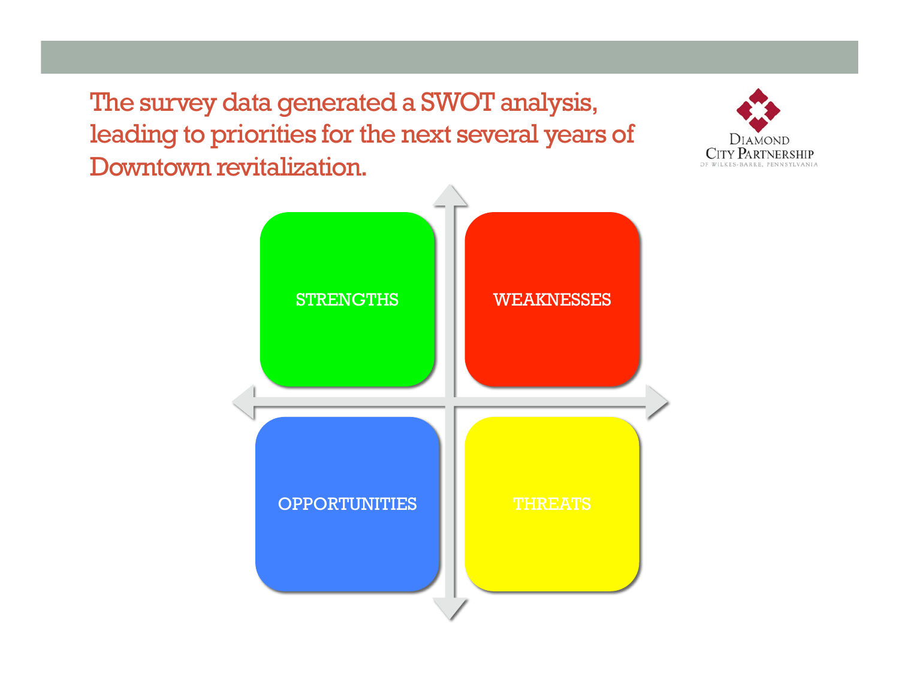## The survey data generated a SWOT analysis, leading to priorities for the next several years of Downtown revitalization.

DIAMOND CITY PARTNERSHIP OF WILKES-BARRE, PENNSYLVANIA

| | |
|---|---|
| STRENGTHS | WEAKNESSES |
| OPPORTUNITIES | THREATS |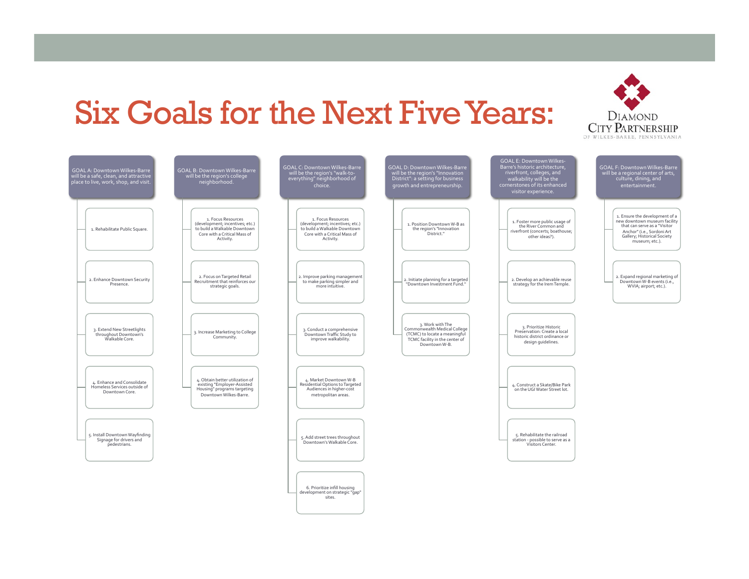# Six Goals for the Next Five Years:

DIAMOND CITY PARTNERSHIP OF WILKES-BARRE, PENNSYLVANIA

## GOAL A: Downtown Wilkes-Barre will be a safe, clean, and attractive place to live, work, shop, and visit.

1. Rehabilitate Public Square.
2. Enhance Downtown Security Presence.
3. Extend New Streetlights throughout Downtown's Walkable Core.
4. Enhance and Consolidate Homeless Services outside of Downtown Core.
5. Install Downtown Wayfinding Signage for drivers and pedestrians.

## GOAL B: Downtown Wilkes-Barre will be the region's college neighborhood.

1. Focus Resources (development; incentives; etc.) to build a Walkable Downtown Core with a Critical Mass of Activity.
2. Focus on Targeted Retail Recruitment that reinforces our strategic goals.
3. Increase Marketing to College Community.
4. Obtain better utilization of existing "Employer-Assisted Housing" programs targeting Downtown Wilkes-Barre.

## GOAL C: Downtown Wilkes-Barre will be the region's "walk-to-everything" neighborhood of choice.

1. Focus Resources (development; incentives; etc.) to build a Walkable Downtown Core with a Critical Mass of Activity.
2. Improve parking management to make parking simpler and more intuitive.
3. Conduct a comprehensive Downtown Traffic Study to improve walkability.
4. Market Downtown W-B Residential Options to Targeted Audiences in higher-cost metropolitan areas.
5. Add street trees throughout Downtown's Walkable Core.
6. Prioritize infill housing development on strategic "gap" sites.

## GOAL D: Downtown Wilkes-Barre will be the region's "Innovation District": a setting for business growth and entrepreneurship.

1. Position Downtown W-B as the region's "Innovation District."
2. Initiate planning for a targeted "Downtown Investment Fund."
3. Work with The Commonwealth Medical College (TCMC) to locate a meaningful TCMC facility in the center of Downtown W-B.

## GOAL E: Downtown Wilkes-Barre's historic architecture, riverfront, colleges, and walkability will be the cornerstones of its enhanced visitor experience.

1. Foster more public usage of the River Common and riverfront (concerts; boathouse; other ideas?).
2. Develop an achievable reuse strategy for the Irem Temple.
3. Prioritize Historic Preservation: Create a local historic district ordinance or design guidelines.
4. Construct a Skate/Bike Park on the UGI Water Street lot.
5. Rehabilitate the railroad station - possible to serve as a Visitors Center.

## GOAL F: Downtown Wilkes-Barre will be a regional center of arts, culture, dining, and entertainment.

1. Ensure the development of a new downtown museum facility that can serve as a "Visitor Anchor" (i.e., Sordoni Art Gallery; Historical Society museum; etc.).
2. Expand regional marketing of Downtown W-B events (i.e., WVIA; airport; etc.).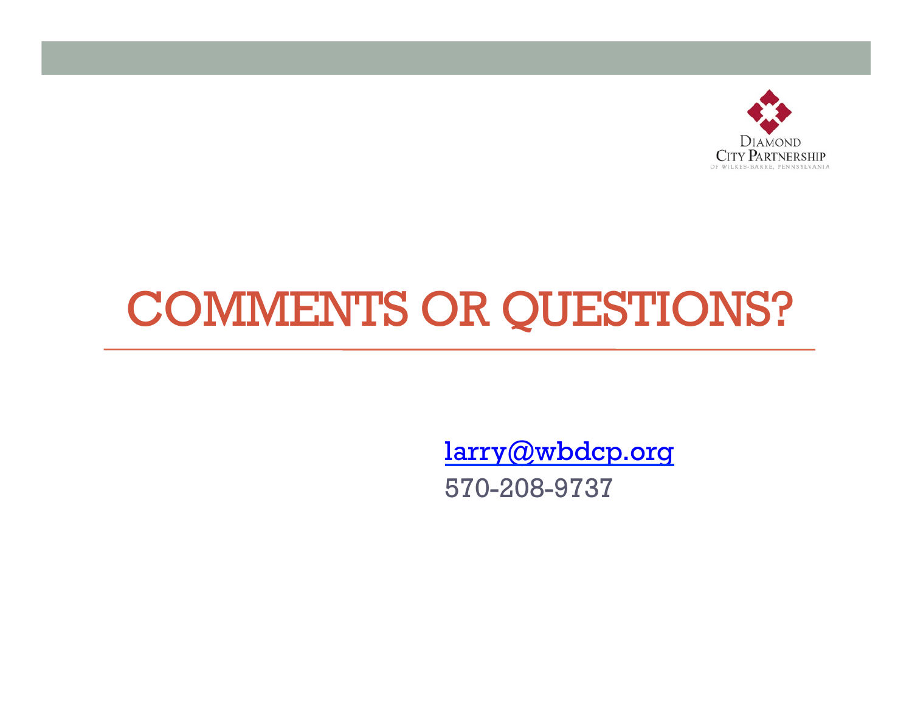Diamond City Partnership of Wilkes-Barre, Pennsylvania

# COMMENTS OR QUESTIONS?

[larry@wbdcp.org](mailto:larry@wbdcp.org)

570-208-9737